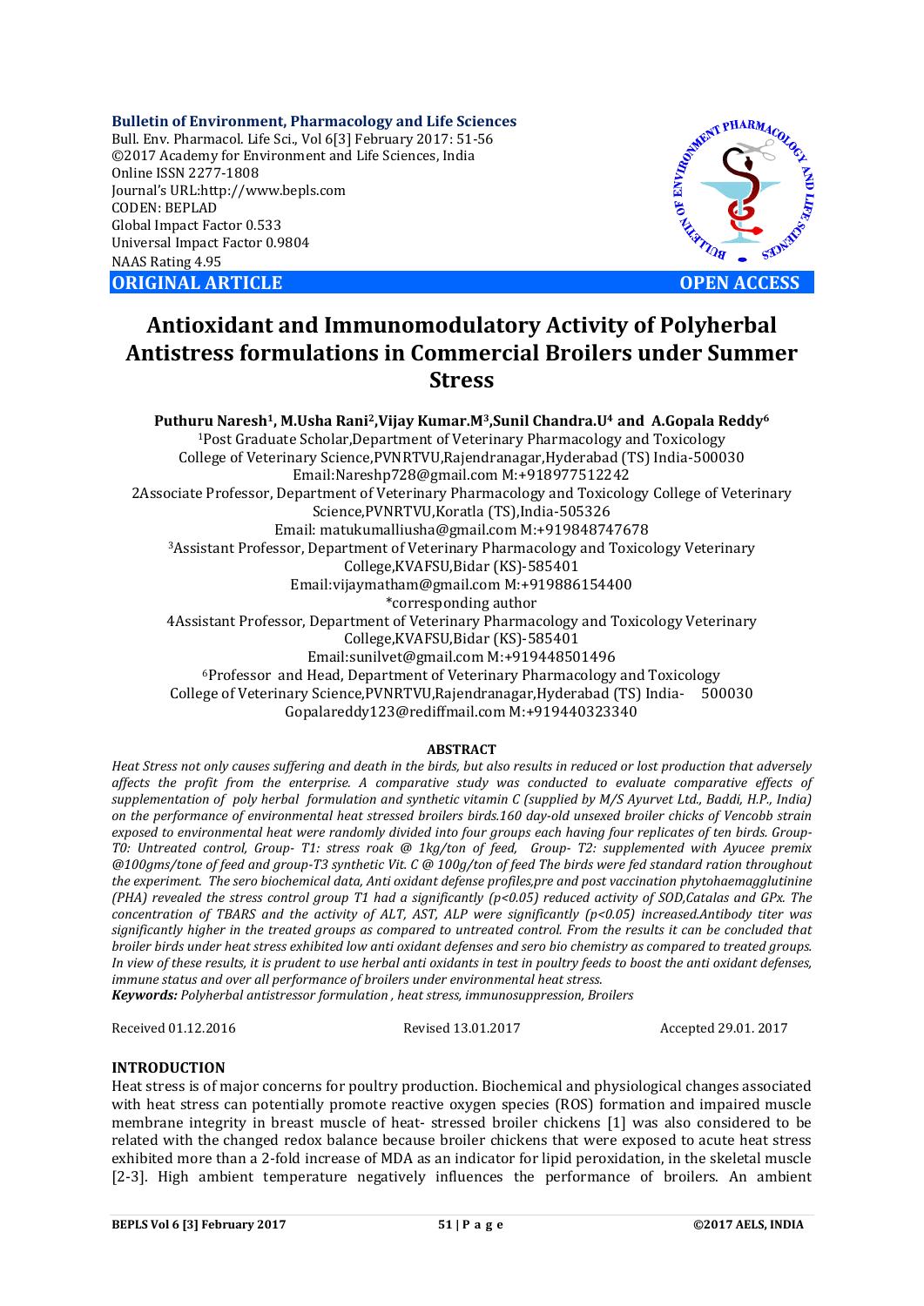**Bulletin of Environment, Pharmacology and Life Sciences**
Bull. Env. Pharmacol. Life Sci., Vol 6[3] February 2017: 51-56
©2017 Academy for Environment and Life Sciences, India
Online ISSN 2277-1808
Journal's URL:http://www.bepls.com
CODEN: BEPLAD
Global Impact Factor 0.533
Universal Impact Factor 0.9804
NAAS Rating 4.95

**ORIGINAL ARTICLE** **OPEN ACCESS**

# Antioxidant and Immunomodulatory Activity of Polyherbal Antistress formulations in Commercial Broilers under Summer Stress

**Puthuru Naresh[1], M.Usha Rani[2],Vijay Kumar.M[3],Sunil Chandra.U[4] and A.Gopala Reddy[6]**

[1]Post Graduate Scholar,Department of Veterinary Pharmacology and Toxicology College of Veterinary Science,PVNRTVU,Rajendranagar,Hyderabad (TS) India-500030
Email:Nareshp728@gmail.com M:+918977512242

2Associate Professor, Department of Veterinary Pharmacology and Toxicology College of Veterinary Science,PVNRTVU,Koratla (TS),India-505326
Email: matukumalliusha@gmail.com M:+919848747678

[3]Assistant Professor, Department of Veterinary Pharmacology and Toxicology Veterinary College,KVAFSU,Bidar (KS)-585401
Email:vijaymatham@gmail.com M:+919886154400
*corresponding author

4Assistant Professor, Department of Veterinary Pharmacology and Toxicology Veterinary College,KVAFSU,Bidar (KS)-585401
Email:sunilvet@gmail.com M:+919448501496

[6]Professor and Head, Department of Veterinary Pharmacology and Toxicology College of Veterinary Science,PVNRTVU,Rajendranagar,Hyderabad (TS) India- 500030
Gopalareddy123@rediffmail.com M:+919440323340

## ABSTRACT

*Heat Stress not only causes suffering and death in the birds, but also results in reduced or lost production that adversely affects the profit from the enterprise. A comparative study was conducted to evaluate comparative effects of supplementation of poly herbal formulation and synthetic vitamin C (supplied by M/S Ayurvet Ltd., Baddi, H.P., India) on the performance of environmental heat stressed broilers birds.160 day-old unsexed broiler chicks of Vencobb strain exposed to environmental heat were randomly divided into four groups each having four replicates of ten birds. Group-T0: Untreated control, Group- T1: stress roak @ 1kg/ton of feed, Group- T2: supplemented with Ayucee premix @100gms/tone of feed and group-T3 synthetic Vit. C @ 100g/ton of feed The birds were fed standard ration throughout the experiment. The sero biochemical data, Anti oxidant defense profiles,pre and post vaccination phytohaemagglutinine (PHA) revealed the stress control group T1 had a significantly (p<0.05) reduced activity of SOD,Catalas and GPx. The concentration of TBARS and the activity of ALT, AST, ALP were significantly (p<0.05) increased.Antibody titer was significantly higher in the treated groups as compared to untreated control. From the results it can be concluded that broiler birds under heat stress exhibited low anti oxidant defenses and sero bio chemistry as compared to treated groups. In view of these results, it is prudent to use herbal anti oxidants in test in poultry feeds to boost the anti oxidant defenses, immune status and over all performance of broilers under environmental heat stress.*

***Keywords:*** *Polyherbal antistressor formulation , heat stress, immunosuppression, Broilers*

Received 01.12.2016 Revised 13.01.2017 Accepted 29.01. 2017

## INTRODUCTION

Heat stress is of major concerns for poultry production. Biochemical and physiological changes associated with heat stress can potentially promote reactive oxygen species (ROS) formation and impaired muscle membrane integrity in breast muscle of heat- stressed broiler chickens [1] was also considered to be related with the changed redox balance because broiler chickens that were exposed to acute heat stress exhibited more than a 2-fold increase of MDA as an indicator for lipid peroxidation, in the skeletal muscle [2-3]. High ambient temperature negatively influences the performance of broilers. An ambient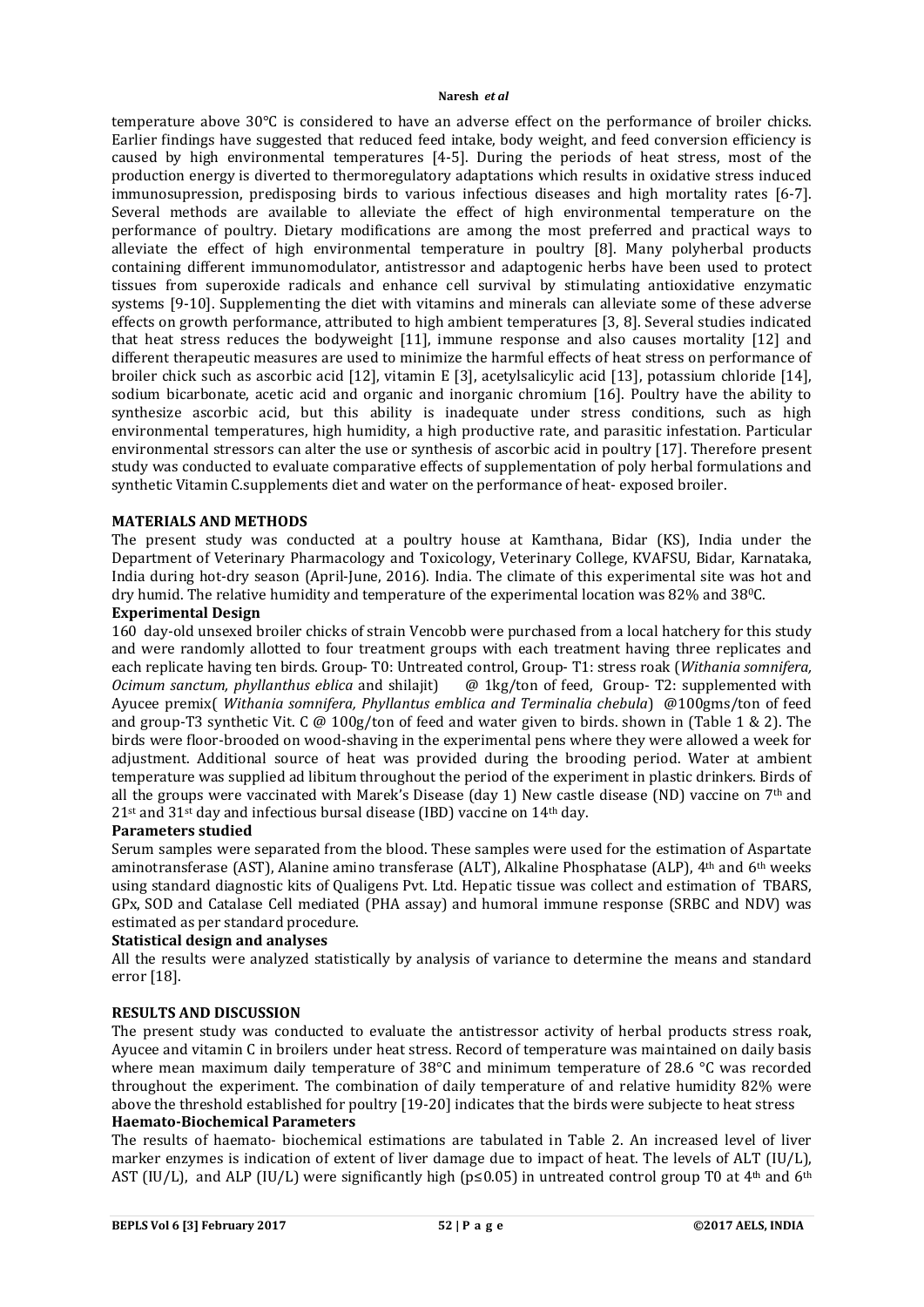temperature above 30°C is considered to have an adverse effect on the performance of broiler chicks. Earlier findings have suggested that reduced feed intake, body weight, and feed conversion efficiency is caused by high environmental temperatures [4-5]. During the periods of heat stress, most of the production energy is diverted to thermoregulatory adaptations which results in oxidative stress induced immunosupression, predisposing birds to various infectious diseases and high mortality rates [6-7]. Several methods are available to alleviate the effect of high environmental temperature on the performance of poultry. Dietary modifications are among the most preferred and practical ways to alleviate the effect of high environmental temperature in poultry [8]. Many polyherbal products containing different immunomodulator, antistressor and adaptogenic herbs have been used to protect tissues from superoxide radicals and enhance cell survival by stimulating antioxidative enzymatic systems [9-10]. Supplementing the diet with vitamins and minerals can alleviate some of these adverse effects on growth performance, attributed to high ambient temperatures [3, 8]. Several studies indicated that heat stress reduces the bodyweight [11], immune response and also causes mortality [12] and different therapeutic measures are used to minimize the harmful effects of heat stress on performance of broiler chick such as ascorbic acid [12], vitamin E [3], acetylsalicylic acid [13], potassium chloride [14], sodium bicarbonate, acetic acid and organic and inorganic chromium [16]. Poultry have the ability to synthesize ascorbic acid, but this ability is inadequate under stress conditions, such as high environmental temperatures, high humidity, a high productive rate, and parasitic infestation. Particular environmental stressors can alter the use or synthesis of ascorbic acid in poultry [17]. Therefore present study was conducted to evaluate comparative effects of supplementation of poly herbal formulations and synthetic Vitamin C.supplements diet and water on the performance of heat- exposed broiler.

## MATERIALS AND METHODS

The present study was conducted at a poultry house at Kamthana, Bidar (KS), India under the Department of Veterinary Pharmacology and Toxicology, Veterinary College, KVAFSU, Bidar, Karnataka, India during hot-dry season (April-June, 2016). India. The climate of this experimental site was hot and dry humid. The relative humidity and temperature of the experimental location was 82% and 38$^{0}$C.

### Experimental Design

160 day-old unsexed broiler chicks of strain Vencobb were purchased from a local hatchery for this study and were randomly allotted to four treatment groups with each treatment having three replicates and each replicate having ten birds. Group- T0: Untreated control, Group- T1: stress roak (*Withania somnifera, Ocimum sanctum, phyllanthus eblica* and shilajit) @ 1kg/ton of feed, Group- T2: supplemented with Ayucee premix( *Withania somnifera, Phyllantus emblica and Terminalia chebula*) @100gms/ton of feed and group-T3 synthetic Vit. C @ 100g/ton of feed and water given to birds. shown in (Table 1 & 2). The birds were floor-brooded on wood-shaving in the experimental pens where they were allowed a week for adjustment. Additional source of heat was provided during the brooding period. Water at ambient temperature was supplied ad libitum throughout the period of the experiment in plastic drinkers. Birds of all the groups were vaccinated with Marek's Disease (day 1) New castle disease (ND) vaccine on 7th and 21st and 31st day and infectious bursal disease (IBD) vaccine on 14th day.

### Parameters studied

Serum samples were separated from the blood. These samples were used for the estimation of Aspartate aminotransferase (AST), Alanine amino transferase (ALT), Alkaline Phosphatase (ALP), 4th and 6th weeks using standard diagnostic kits of Qualigens Pvt. Ltd. Hepatic tissue was collect and estimation of TBARS, GPx, SOD and Catalase Cell mediated (PHA assay) and humoral immune response (SRBC and NDV) was estimated as per standard procedure.

### Statistical design and analyses

All the results were analyzed statistically by analysis of variance to determine the means and standard error [18].

## RESULTS AND DISCUSSION

The present study was conducted to evaluate the antistressor activity of herbal products stress roak, Ayucee and vitamin C in broilers under heat stress. Record of temperature was maintained on daily basis where mean maximum daily temperature of 38°C and minimum temperature of 28.6 °C was recorded throughout the experiment. The combination of daily temperature of and relative humidity 82% were above the threshold established for poultry [19-20] indicates that the birds were subjecte to heat stress

### Haemato-Biochemical Parameters

The results of haemato- biochemical estimations are tabulated in Table 2. An increased level of liver marker enzymes is indication of extent of liver damage due to impact of heat. The levels of ALT (IU/L), AST (IU/L), and ALP (IU/L) were significantly high ($p \leq 0.05$) in untreated control group T0 at 4th and 6th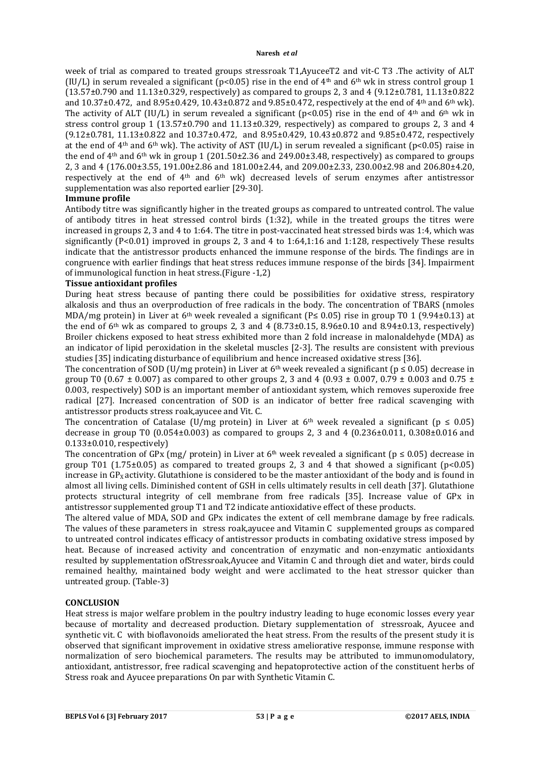week of trial as compared to treated groups stressroak T1,AyuceeT2 and vit-C T3 .The activity of ALT (IU/L) in serum revealed a significant ($p<0.05$) rise in the end of 4th and 6th wk in stress control group 1 (13.57±0.790 and 11.13±0.329, respectively) as compared to groups 2, 3 and 4 (9.12±0.781, 11.13±0.822 and 10.37±0.472, and 8.95±0.429, 10.43±0.872 and 9.85±0.472, respectively at the end of 4th and 6th wk). The activity of ALT (IU/L) in serum revealed a significant ($p<0.05$) rise in the end of 4th and 6th wk in stress control group 1 (13.57±0.790 and 11.13±0.329, respectively) as compared to groups 2, 3 and 4 (9.12±0.781, 11.13±0.822 and 10.37±0.472, and 8.95±0.429, 10.43±0.872 and 9.85±0.472, respectively at the end of 4th and 6th wk). The activity of AST (IU/L) in serum revealed a significant ($p<0.05$) raise in the end of 4th and 6th wk in group 1 (201.50±2.36 and 249.00±3.48, respectively) as compared to groups 2, 3 and 4 (176.00±3.55, 191.00±2.86 and 181.00±2.44, and 209.00±2.33, 230.00±2.98 and 206.80±4.20, respectively at the end of 4th and 6th wk) decreased levels of serum enzymes after antistressor supplementation was also reported earlier [29-30].

**Immune profile**

Antibody titre was significantly higher in the treated groups as compared to untreated control. The value of antibody titres in heat stressed control birds (1:32), while in the treated groups the titres were increased in groups 2, 3 and 4 to 1:64. The titre in post-vaccinated heat stressed birds was 1:4, which was significantly ($P<0.01$) improved in groups 2, 3 and 4 to 1:64,1:16 and 1:128, respectively These results indicate that the antistressor products enhanced the immune response of the birds. The findings are in congruence with earlier findings that heat stress reduces immune response of the birds [34]. Impairment of immunological function in heat stress.(Figure -1,2)

**Tissue antioxidant profiles**

During heat stress because of panting there could be possibilities for oxidative stress, respiratory alkalosis and thus an overproduction of free radicals in the body. The concentration of TBARS (nmoles MDA/mg protein) in Liver at 6th week revealed a significant ($P\leq 0.05$) rise in group T0 1 (9.94±0.13) at the end of 6th wk as compared to groups 2, 3 and 4 (8.73±0.15, 8.96±0.10 and 8.94±0.13, respectively) Broiler chickens exposed to heat stress exhibited more than 2 fold increase in malonaldehyde (MDA) as an indicator of lipid peroxidation in the skeletal muscles [2-3]. The results are consistent with previous studies [35] indicating disturbance of equilibrium and hence increased oxidative stress [36].

The concentration of SOD (U/mg protein) in Liver at 6th week revealed a significant ($p \leq 0.05$) decrease in group T0 (0.67 ± 0.007) as compared to other groups 2, 3 and 4 (0.93 ± 0.007, 0.79 ± 0.003 and 0.75 ± 0.003, respectively) SOD is an important member of antioxidant system, which removes superoxide free radical [27]. Increased concentration of SOD is an indicator of better free radical scavenging with antistressor products stress roak,ayucee and Vit. C.

The concentration of Catalase (U/mg protein) in Liver at 6th week revealed a significant ($p \leq 0.05$) decrease in group T0 (0.054±0.003) as compared to groups 2, 3 and 4 (0.236±0.011, 0.308±0.016 and 0.133±0.010, respectively)

The concentration of GPx (mg/ protein) in Liver at 6th week revealed a significant ($p \leq 0.05$) decrease in group T01 (1.75±0.05) as compared to treated groups 2, 3 and 4 that showed a significant ($p<0.05$) increase in $GP_X$ activity. Glutathione is considered to be the master antioxidant of the body and is found in almost all living cells. Diminished content of GSH in cells ultimately results in cell death [37]. Glutathione protects structural integrity of cell membrane from free radicals [35]. Increase value of GPx in antistressor supplemented group T1 and T2 indicate antioxidative effect of these products.

The altered value of MDA, SOD and GPx indicates the extent of cell membrane damage by free radicals. The values of these parameters in stress roak,ayucee and Vitamin C supplemented groups as compared to untreated control indicates efficacy of antistressor products in combating oxidative stress imposed by heat. Because of increased activity and concentration of enzymatic and non-enzymatic antioxidants resulted by supplementation ofStressroak,Ayucee and Vitamin C and through diet and water, birds could remained healthy, maintained body weight and were acclimated to the heat stressor quicker than untreated group. (Table-3)

## CONCLUSION

Heat stress is major welfare problem in the poultry industry leading to huge economic losses every year because of mortality and decreased production. Dietary supplementation of stressroak, Ayucee and synthetic vit. C with bioflavonoids ameliorated the heat stress. From the results of the present study it is observed that significant improvement in oxidative stress ameliorative response, immune response with normalization of sero biochemical parameters. The results may be attributed to immunomodulatory, antioxidant, antistressor, free radical scavenging and hepatoprotective action of the constituent herbs of Stress roak and Ayucee preparations On par with Synthetic Vitamin C.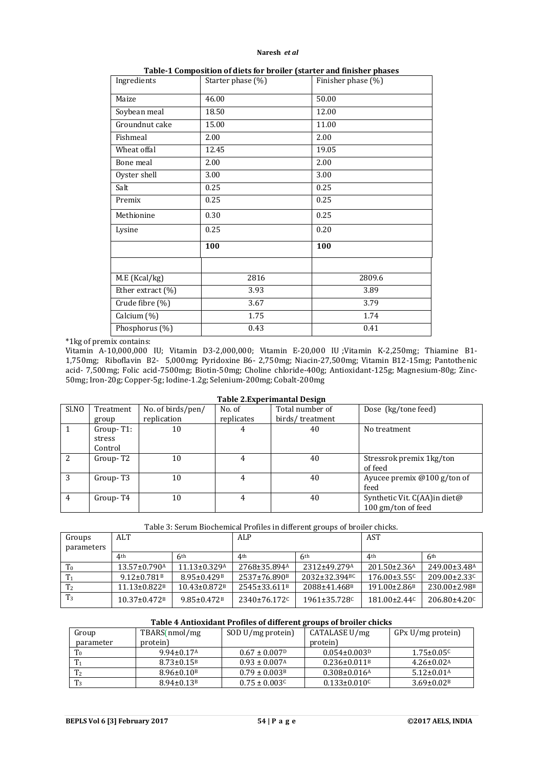**Table-1 Composition of diets for broiler (starter and finisher phases**

| Ingredients | Starter phase (%) | Finisher phase (%) |
|---|---|---|
| Maize | 46.00 | 50.00 |
| Soybean meal | 18.50 | 12.00 |
| Groundnut cake | 15.00 | 11.00 |
| Fishmeal | 2.00 | 2.00 |
| Wheat offal | 12.45 | 19.05 |
| Bone meal | 2.00 | 2.00 |
| Oyster shell | 3.00 | 3.00 |
| Salt | 0.25 | 0.25 |
| Premix | 0.25 | 0.25 |
| Methionine | 0.30 | 0.25 |
| Lysine | 0.25 | 0.20 |
| | **100** | **100** |
| | | |
| M.E (Kcal/kg) | 2816 | 2809.6 |
| Ether extract (%) | 3.93 | 3.89 |
| Crude fibre (%) | 3.67 | 3.79 |
| Calcium (%) | 1.75 | 1.74 |
| Phosphorus (%) | 0.43 | 0.41 |

*1kg of premix contains:

Vitamin A-10,000,000 IU; Vitamin D3-2,000,000; Vitamin E-20,000 IU ;Vitamin K-2,250mg; Thiamine B1-1,750mg; Riboflavin B2- 5,000mg; Pyridoxine B6- 2,750mg; Niacin-27,500mg; Vitamin B12-15mg; Pantothenic acid- 7,500mg; Folic acid-7500mg; Biotin-50mg; Choline chloride-400g; Antioxidant-125g; Magnesium-80g; Zinc-50mg; Iron-20g; Copper-5g; Iodine-1.2g; Selenium-200mg; Cobalt-200mg

**Table 2.Experimantal Design**

| Sl.NO | Treatment group | No. of birds/pen/ replication | No. of replicates | Total number of birds/ treatment | Dose (kg/tone feed) |
|---|---|---|---|---|---|
| 1 | Group- T1: stress Control | 10 | 4 | 40 | No treatment |
| 2 | Group- T2 | 10 | 4 | 40 | Stressrok premix 1kg/ton of feed |
| 3 | Group- T3 | 10 | 4 | 40 | Ayucee premix @100 g/ton of feed |
| 4 | Group- T4 | 10 | 4 | 40 | Synthetic Vit. C(AA)in diet@ 100 gm/ton of feed |

Table 3: Serum Biochemical Profiles in different groups of broiler chicks.

| Groups parameters | ALT | | ALP | | AST | |
|---|---|---|---|---|---|---|
| | 4th | 6th | 4th | 6th | 4th | 6th |
| $T_0$ | 13.57±0.790[A] | 11.13±0.329[A] | 2768±35.894[A] | 2312±49.279[A] | 201.50±2.36[A] | 249.00±3.48[A] |
| $T_1$ | 9.12±0.781[B] | 8.95±0.429[B] | 2537±76.890[B] | 2032±32.394[BC] | 176.00±3.55[C] | 209.00±2.33[C] |
| $T_2$ | 11.13±0.822[B] | 10.43±0.872[B] | 2545±33.611[B] | 2088±41.468[B] | 191.00±2.86[B] | 230.00±2.98[B] |
| $T_3$ | 10.37±0.472[B] | 9.85±0.472[B] | 2340±76.172[C] | 1961±35.728[C] | 181.00±2.44[C] | 206.80±4.20[C] |

**Table 4 Antioxidant Profiles of different groups of broiler chicks**

| Group parameter | TBARS(nmol/mg protein) | SOD U/mg protein) | CATALASE U/mg protein) | GPx U/mg protein) |
|---|---|---|---|---|
| $T_0$ | 9.94±0.17[A] | 0.67 ± 0.007[D] | 0.054±0.003[D] | 1.75±0.05[C] |
| $T_1$ | 8.73±0.15[B] | 0.93 ± 0.007[A] | 0.236±0.011[B] | 4.26±0.02[A] |
| $T_2$ | 8.96±0.10[B] | 0.79 ± 0.003[B] | 0.308±0.016[A] | 5.12±0.01[A] |
| $T_3$ | 8.94±0.13[B] | 0.75 ± 0.003[C] | 0.133±0.010[C] | 3.69±0.02[B] |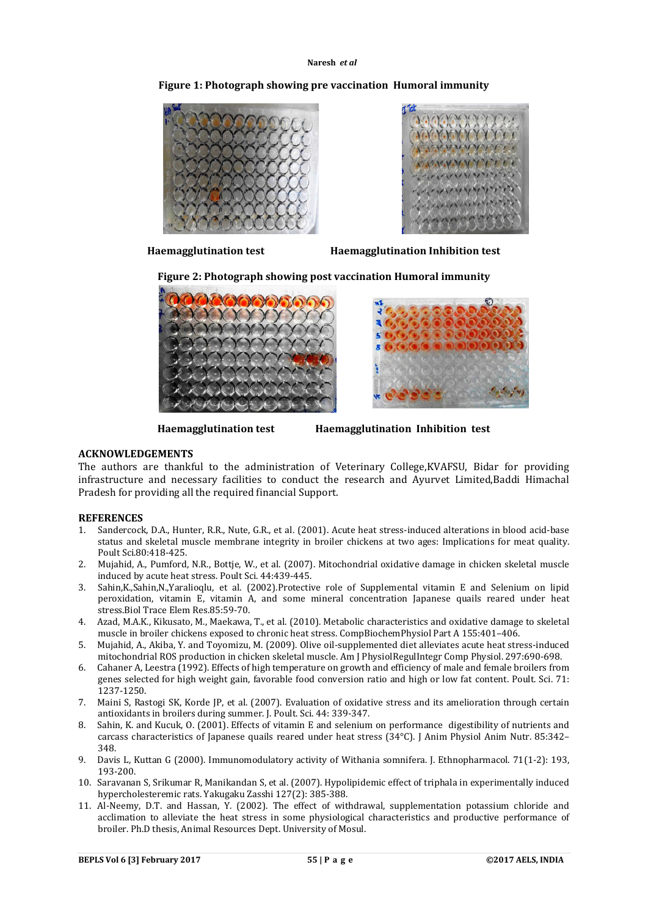**Figure 1: Photograph showing pre vaccination Humoral immunity**

**Haemagglutination test** **Haemagglutination Inhibition test**

**Figure 2: Photograph showing post vaccination Humoral immunity**

**Haemagglutination test** **Haemagglutination Inhibition test**

## ACKNOWLEDGEMENTS

The authors are thankful to the administration of Veterinary College,KVAFSU, Bidar for providing infrastructure and necessary facilities to conduct the research and Ayurvet Limited,Baddi Himachal Pradesh for providing all the required financial Support.

## REFERENCES

1. Sandercock, D.A., Hunter, R.R., Nute, G.R., et al. (2001). Acute heat stress-induced alterations in blood acid-base status and skeletal muscle membrane integrity in broiler chickens at two ages: Implications for meat quality. Poult Sci.80:418-425.
2. Mujahid, A., Pumford, N.R., Bottje, W., et al. (2007). Mitochondrial oxidative damage in chicken skeletal muscle induced by acute heat stress. Poult Sci. 44:439-445.
3. Sahin,K.,Sahin,N.,Yaralioqlu, et al. (2002).Protective role of Supplemental vitamin E and Selenium on lipid peroxidation, vitamin E, vitamin A, and some mineral concentration Japanese quails reared under heat stress.Biol Trace Elem Res.85:59-70.
4. Azad, M.A.K., Kikusato, M., Maekawa, T., et al. (2010). Metabolic characteristics and oxidative damage to skeletal muscle in broiler chickens exposed to chronic heat stress. CompBiochemPhysiol Part A 155:401–406.
5. Mujahid, A., Akiba, Y. and Toyomizu, M. (2009). Olive oil-supplemented diet alleviates acute heat stress-induced mitochondrial ROS production in chicken skeletal muscle. Am J PhysiolRegulIntegr Comp Physiol. 297:690-698.
6. Cahaner A, Leestra (1992). Effects of high temperature on growth and efficiency of male and female broilers from genes selected for high weight gain, favorable food conversion ratio and high or low fat content. Poult. Sci. 71: 1237-1250.
7. Maini S, Rastogi SK, Korde JP, et al. (2007). Evaluation of oxidative stress and its amelioration through certain antioxidants in broilers during summer. J. Poult. Sci. 44: 339-347.
8. Sahin, K. and Kucuk, O. (2001). Effects of vitamin E and selenium on performance digestibility of nutrients and carcass characteristics of Japanese quails reared under heat stress (34°C). J Anim Physiol Anim Nutr. 85:342–348.
9. Davis L, Kuttan G (2000). Immunomodulatory activity of Withania somnifera. J. Ethnopharmacol. 71(1-2): 193, 193-200.
10. Saravanan S, Srikumar R, Manikandan S, et al. (2007). Hypolipidemic effect of triphala in experimentally induced hypercholesteremic rats. Yakugaku Zasshi 127(2): 385-388.
11. Al-Neemy, D.T. and Hassan, Y. (2002). The effect of withdrawal, supplementation potassium chloride and acclimation to alleviate the heat stress in some physiological characteristics and productive performance of broiler. Ph.D thesis, Animal Resources Dept. University of Mosul.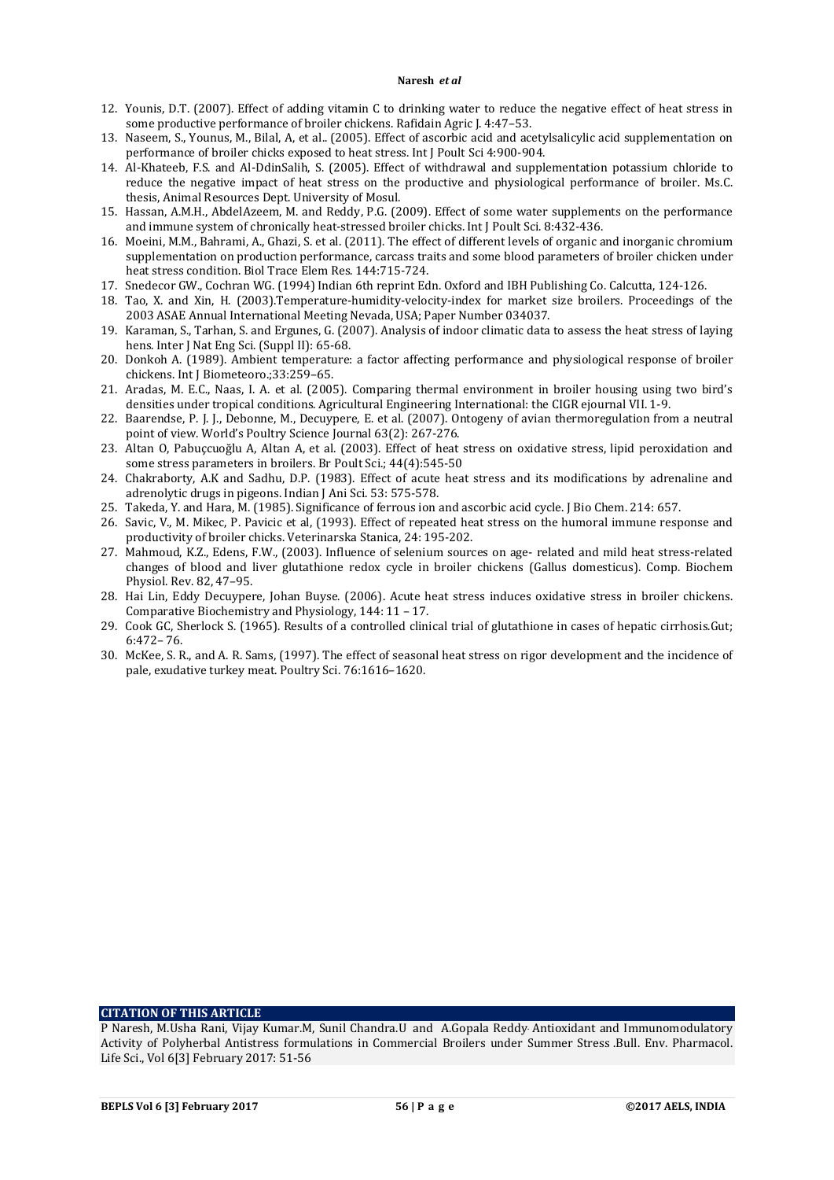12. Younis, D.T. (2007). Effect of adding vitamin C to drinking water to reduce the negative effect of heat stress in some productive performance of broiler chickens. Rafidain Agric J. 4:47–53.
13. Naseem, S., Younus, M., Bilal, A, et al.. (2005). Effect of ascorbic acid and acetylsalicylic acid supplementation on performance of broiler chicks exposed to heat stress. Int J Poult Sci 4:900-904.
14. Al-Khateeb, F.S. and Al-DdinSalih, S. (2005). Effect of withdrawal and supplementation potassium chloride to reduce the negative impact of heat stress on the productive and physiological performance of broiler. Ms.C. thesis, Animal Resources Dept. University of Mosul.
15. Hassan, A.M.H., AbdelAzeem, M. and Reddy, P.G. (2009). Effect of some water supplements on the performance and immune system of chronically heat-stressed broiler chicks. Int J Poult Sci. 8:432-436.
16. Moeini, M.M., Bahrami, A., Ghazi, S. et al. (2011). The effect of different levels of organic and inorganic chromium supplementation on production performance, carcass traits and some blood parameters of broiler chicken under heat stress condition. Biol Trace Elem Res. 144:715-724.
17. Snedecor GW., Cochran WG. (1994) Indian 6th reprint Edn. Oxford and IBH Publishing Co. Calcutta, 124-126.
18. Tao, X. and Xin, H. (2003).Temperature-humidity-velocity-index for market size broilers. Proceedings of the 2003 ASAE Annual International Meeting Nevada, USA; Paper Number 034037.
19. Karaman, S., Tarhan, S. and Ergunes, G. (2007). Analysis of indoor climatic data to assess the heat stress of laying hens. Inter J Nat Eng Sci. (Suppl II): 65-68.
20. Donkoh A. (1989). Ambient temperature: a factor affecting performance and physiological response of broiler chickens. Int J Biometeoro.;33:259–65.
21. Aradas, M. E.C., Naas, I. A. et al. (2005). Comparing thermal environment in broiler housing using two bird's densities under tropical conditions. Agricultural Engineering International: the CIGR ejournal VII. 1-9.
22. Baarendse, P. J. J., Debonne, M., Decuypere, E. et al. (2007). Ontogeny of avian thermoregulation from a neutral point of view. World's Poultry Science Journal 63(2): 267-276.
23. Altan O, Pabuçcuoğlu A, Altan A, et al. (2003). Effect of heat stress on oxidative stress, lipid peroxidation and some stress parameters in broilers. Br Poult Sci.; 44(4):545-50
24. Chakraborty, A.K and Sadhu, D.P. (1983). Effect of acute heat stress and its modifications by adrenaline and adrenolytic drugs in pigeons. Indian J Ani Sci. 53: 575-578.
25. Takeda, Y. and Hara, M. (1985). Significance of ferrous ion and ascorbic acid cycle. J Bio Chem. 214: 657.
26. Savic, V., M. Mikec, P. Pavicic et al, (1993). Effect of repeated heat stress on the humoral immune response and productivity of broiler chicks. Veterinarska Stanica, 24: 195-202.
27. Mahmoud, K.Z., Edens, F.W., (2003). Influence of selenium sources on age- related and mild heat stress-related changes of blood and liver glutathione redox cycle in broiler chickens (Gallus domesticus). Comp. Biochem Physiol. Rev. 82, 47–95.
28. Hai Lin, Eddy Decuypere, Johan Buyse. (2006). Acute heat stress induces oxidative stress in broiler chickens. Comparative Biochemistry and Physiology, 144: 11 – 17.
29. Cook GC, Sherlock S. (1965). Results of a controlled clinical trial of glutathione in cases of hepatic cirrhosis.Gut; 6:472– 76.
30. McKee, S. R., and A. R. Sams, (1997). The effect of seasonal heat stress on rigor development and the incidence of pale, exudative turkey meat. Poultry Sci. 76:1616–1620.

**CITATION OF THIS ARTICLE**

P Naresh, M.Usha Rani, Vijay Kumar.M, Sunil Chandra.U and A.Gopala Reddy. Antioxidant and Immunomodulatory Activity of Polyherbal Antistress formulations in Commercial Broilers under Summer Stress .Bull. Env. Pharmacol. Life Sci., Vol 6[3] February 2017: 51-56